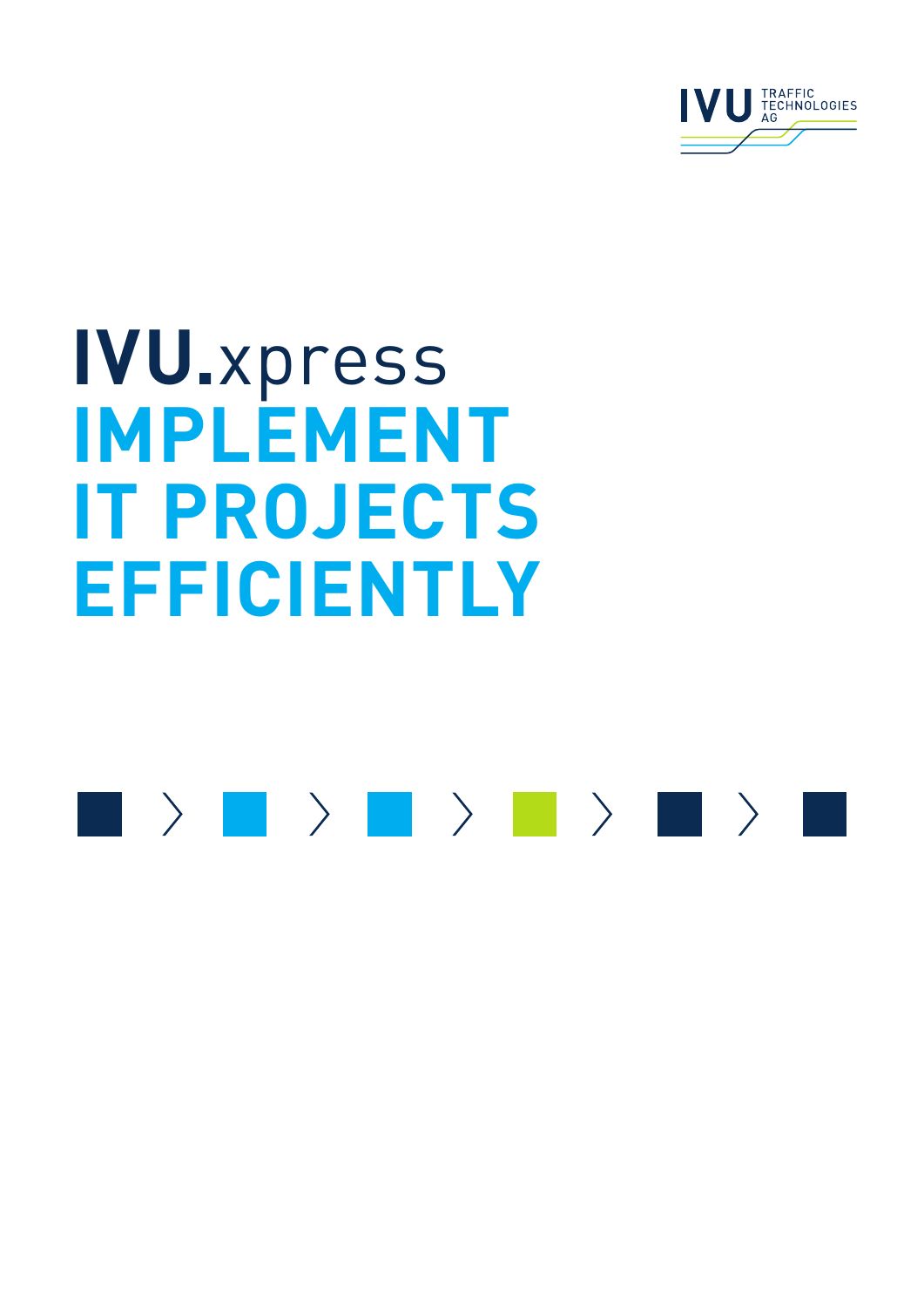IVU TRAFFIC TECHNOLOGIES AG

# IVU.xpress

# IMPLEMENT IT PROJECTS EFFICIENTLY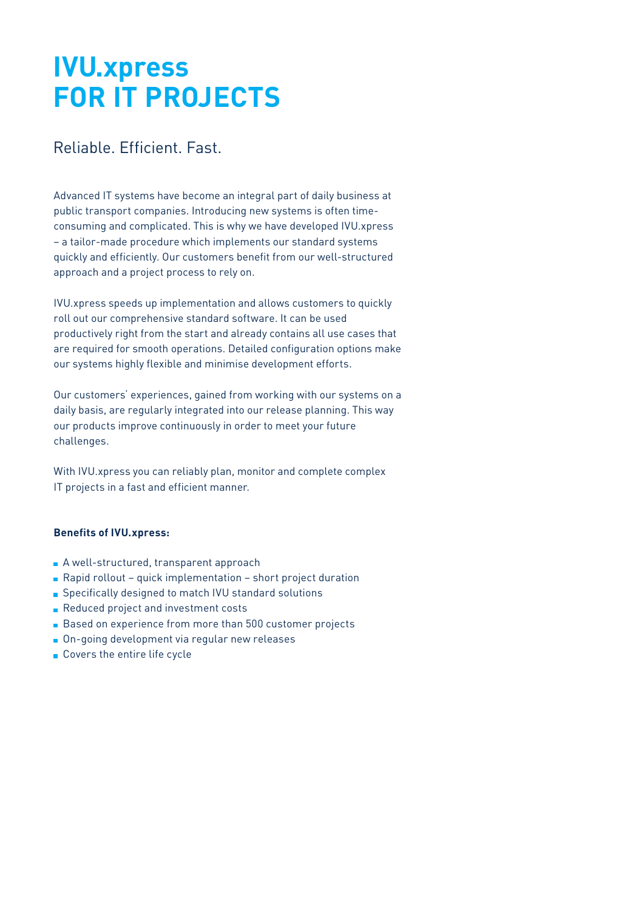# IVU.xpress FOR IT PROJECTS

## Reliable. Efficient. Fast.

Advanced IT systems have become an integral part of daily business at public transport companies. Introducing new systems is often time-consuming and complicated. This is why we have developed IVU.xpress – a tailor-made procedure which implements our standard systems quickly and efficiently. Our customers benefit from our well-structured approach and a project process to rely on.

IVU.xpress speeds up implementation and allows customers to quickly roll out our comprehensive standard software. It can be used productively right from the start and already contains all use cases that are required for smooth operations. Detailed configuration options make our systems highly flexible and minimise development efforts.

Our customers' experiences, gained from working with our systems on a daily basis, are regularly integrated into our release planning. This way our products improve continuously in order to meet your future challenges.

With IVU.xpress you can reliably plan, monitor and complete complex IT projects in a fast and efficient manner.

**Benefits of IVU.xpress:**

- A well-structured, transparent approach
- Rapid rollout – quick implementation – short project duration
- Specifically designed to match IVU standard solutions
- Reduced project and investment costs
- Based on experience from more than 500 customer projects
- On-going development via regular new releases
- Covers the entire life cycle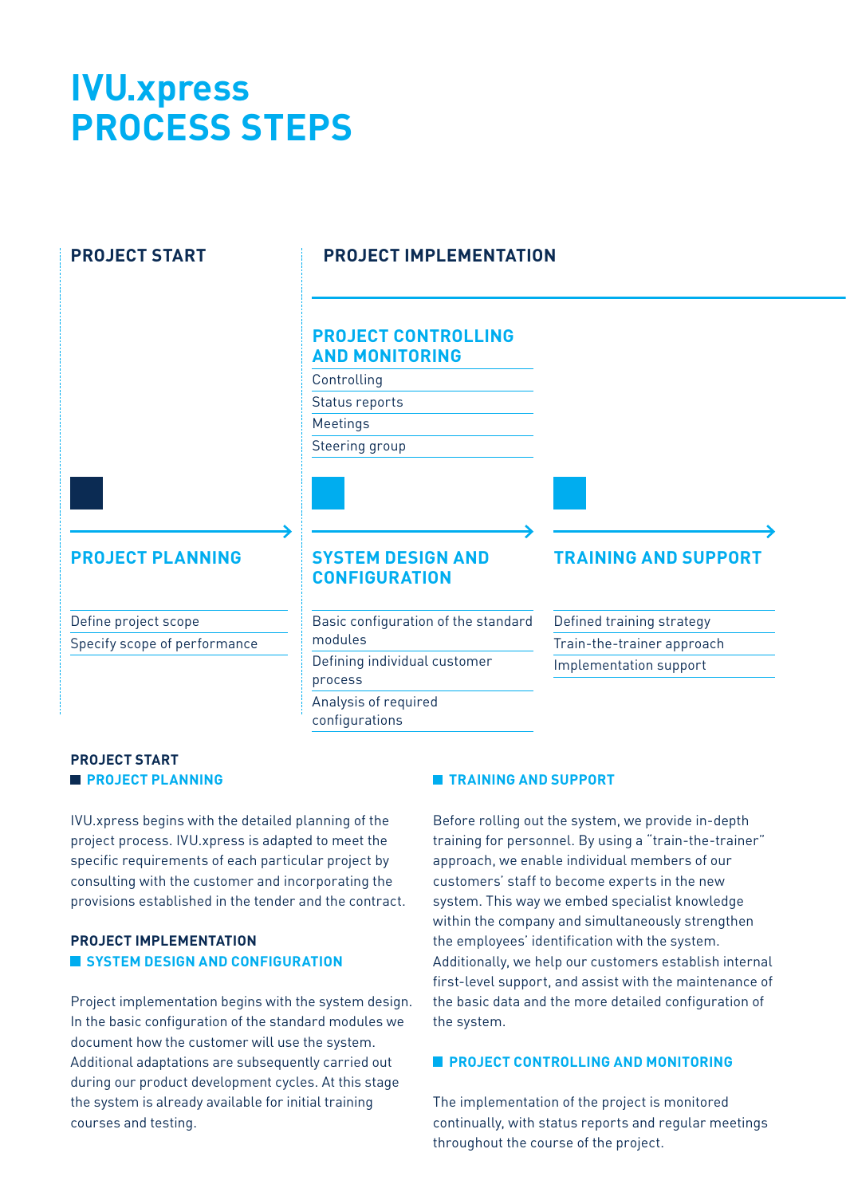# IVU.xpress PROCESS STEPS

## PROJECT START

### PROJECT PLANNING

- Define project scope
- Specify scope of performance

## PROJECT IMPLEMENTATION

### PROJECT CONTROLLING AND MONITORING

- Controlling
- Status reports
- Meetings
- Steering group

### SYSTEM DESIGN AND CONFIGURATION

- Basic configuration of the standard modules
- Defining individual customer process
- Analysis of required configurations

### TRAINING AND SUPPORT

- Defined training strategy
- Train-the-trainer approach
- Implementation support

---

**PROJECT START**

### PROJECT PLANNING

IVU.xpress begins with the detailed planning of the project process. IVU.xpress is adapted to meet the specific requirements of each particular project by consulting with the customer and incorporating the provisions established in the tender and the contract.

**PROJECT IMPLEMENTATION**

### SYSTEM DESIGN AND CONFIGURATION

Project implementation begins with the system design. In the basic configuration of the standard modules we document how the customer will use the system. Additional adaptations are subsequently carried out during our product development cycles. At this stage the system is already available for initial training courses and testing.

### TRAINING AND SUPPORT

Before rolling out the system, we provide in-depth training for personnel. By using a "train-the-trainer" approach, we enable individual members of our customers' staff to become experts in the new system. This way we embed specialist knowledge within the company and simultaneously strengthen the employees' identification with the system. Additionally, we help our customers establish internal first-level support, and assist with the maintenance of the basic data and the more detailed configuration of the system.

### PROJECT CONTROLLING AND MONITORING

The implementation of the project is monitored continually, with status reports and regular meetings throughout the course of the project.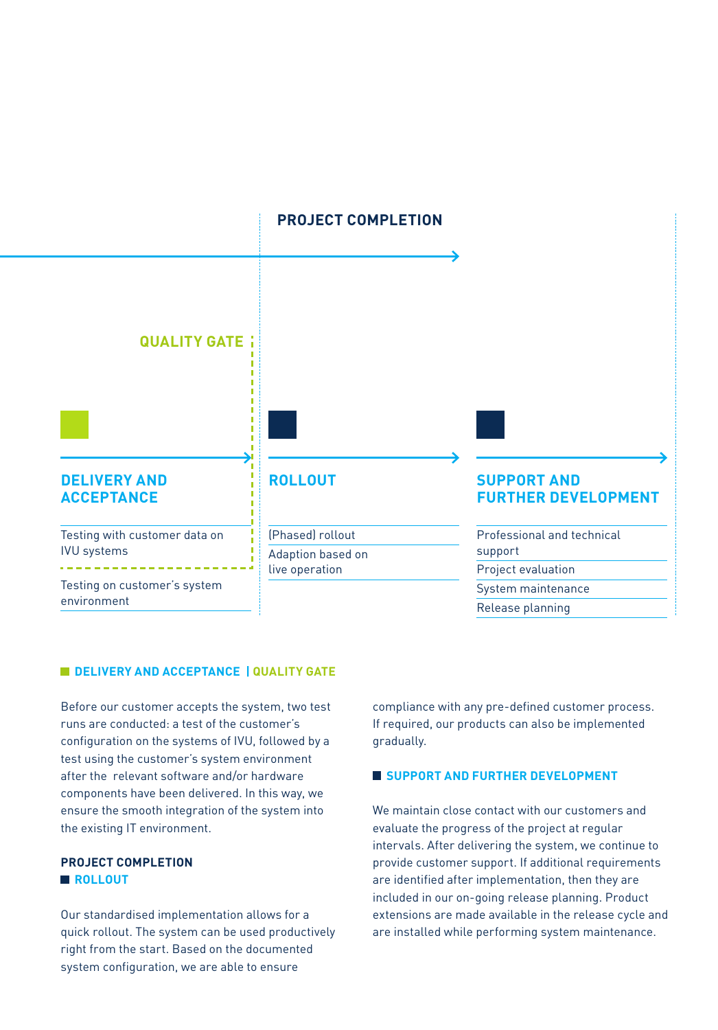## PROJECT COMPLETION

**QUALITY GATE**

### DELIVERY AND ACCEPTANCE

- Testing with customer data on IVU systems
- Testing on customer's system environment

### ROLLOUT

- (Phased) rollout
- Adaption based on live operation

### SUPPORT AND FURTHER DEVELOPMENT

- Professional and technical support
- Project evaluation
- System maintenance
- Release planning

### DELIVERY AND ACCEPTANCE | QUALITY GATE

Before our customer accepts the system, two test runs are conducted: a test of the customer's configuration on the systems of IVU, followed by a test using the customer's system environment after the relevant software and/or hardware components have been delivered. In this way, we ensure the smooth integration of the system into the existing IT environment.

**PROJECT COMPLETION**

### ROLLOUT

Our standardised implementation allows for a quick rollout. The system can be used productively right from the start. Based on the documented system configuration, we are able to ensure compliance with any pre-defined customer process. If required, our products can also be implemented gradually.

### SUPPORT AND FURTHER DEVELOPMENT

We maintain close contact with our customers and evaluate the progress of the project at regular intervals. After delivering the system, we continue to provide customer support. If additional requirements are identified after implementation, then they are included in our on-going release planning. Product extensions are made available in the release cycle and are installed while performing system maintenance.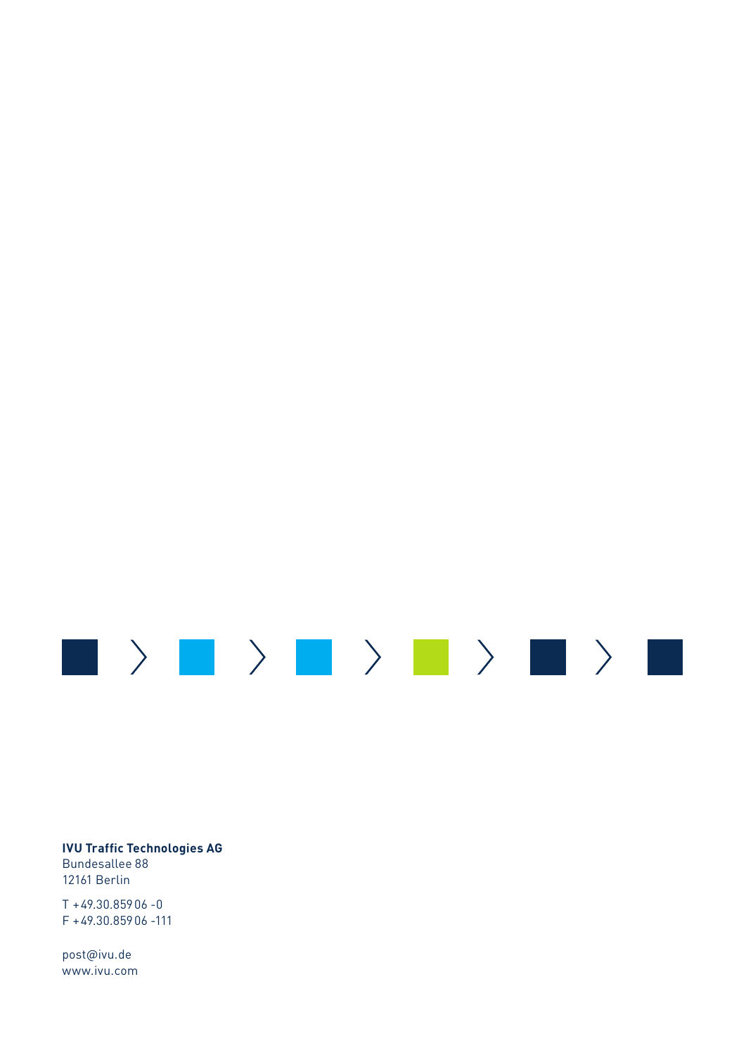**IVU Traffic Technologies AG**
Bundesallee 88
12161 Berlin

T +49.30.859 06 -0
F +49.30.859 06 -111

post@ivu.de
www.ivu.com